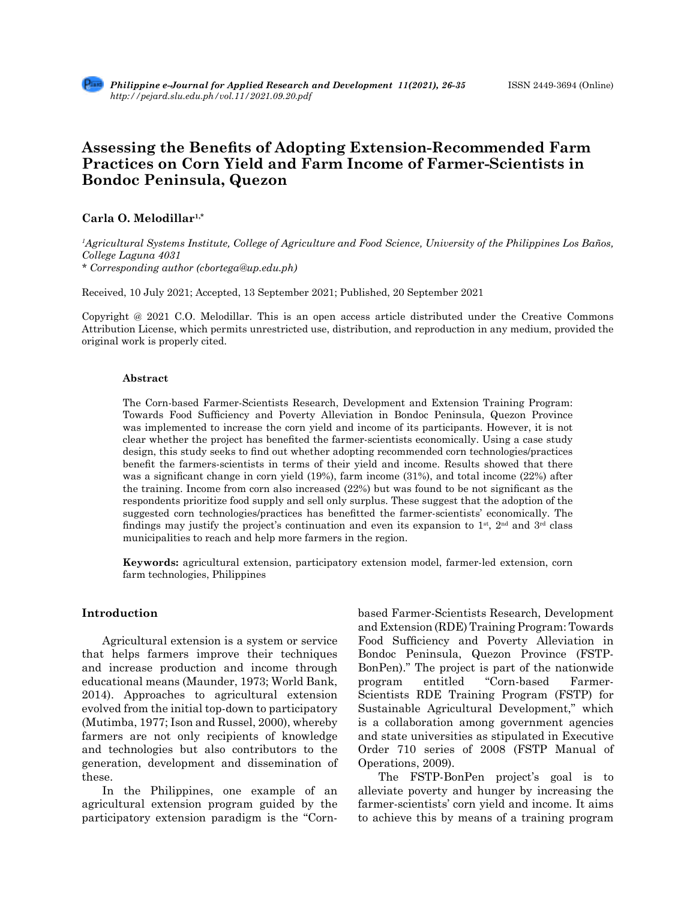# Assessing the Benefits of Adopting Extension-Recommended Farm Practices on Corn Yield and Farm Income of Farmer-Scientists in Bondoc Peninsula, Quezon

**Carla O. Melodillar**[1,*]

[1]*Agricultural Systems Institute, College of Agriculture and Food Science, University of the Philippines Los Baños, College Laguna 4031*
\* *Corresponding author (cbortega@up.edu.ph)*

Received, 10 July 2021; Accepted, 13 September 2021; Published, 20 September 2021

Copyright @ 2021 C.O. Melodillar. This is an open access article distributed under the Creative Commons Attribution License, which permits unrestricted use, distribution, and reproduction in any medium, provided the original work is properly cited.

### Abstract

The Corn-based Farmer-Scientists Research, Development and Extension Training Program: Towards Food Sufficiency and Poverty Alleviation in Bondoc Peninsula, Quezon Province was implemented to increase the corn yield and income of its participants. However, it is not clear whether the project has benefited the farmer-scientists economically. Using a case study design, this study seeks to find out whether adopting recommended corn technologies/practices benefit the farmers-scientists in terms of their yield and income. Results showed that there was a significant change in corn yield (19%), farm income (31%), and total income (22%) after the training. Income from corn also increased (22%) but was found to be not significant as the respondents prioritize food supply and sell only surplus. These suggest that the adoption of the suggested corn technologies/practices has benefitted the farmer-scientists' economically. The findings may justify the project's continuation and even its expansion to 1st, 2nd and 3rd class municipalities to reach and help more farmers in the region.

**Keywords:** agricultural extension, participatory extension model, farmer-led extension, corn farm technologies, Philippines

## Introduction

Agricultural extension is a system or service that helps farmers improve their techniques and increase production and income through educational means (Maunder, 1973; World Bank, 2014). Approaches to agricultural extension evolved from the initial top-down to participatory (Mutimba, 1977; Ison and Russel, 2000), whereby farmers are not only recipients of knowledge and technologies but also contributors to the generation, development and dissemination of these.

In the Philippines, one example of an agricultural extension program guided by the participatory extension paradigm is the "Corn-based Farmer-Scientists Research, Development and Extension (RDE) Training Program: Towards Food Sufficiency and Poverty Alleviation in Bondoc Peninsula, Quezon Province (FSTP-BonPen)." The project is part of the nationwide program entitled "Corn-based Farmer-Scientists RDE Training Program (FSTP) for Sustainable Agricultural Development," which is a collaboration among government agencies and state universities as stipulated in Executive Order 710 series of 2008 (FSTP Manual of Operations, 2009).

The FSTP-BonPen project's goal is to alleviate poverty and hunger by increasing the farmer-scientists' corn yield and income. It aims to achieve this by means of a training program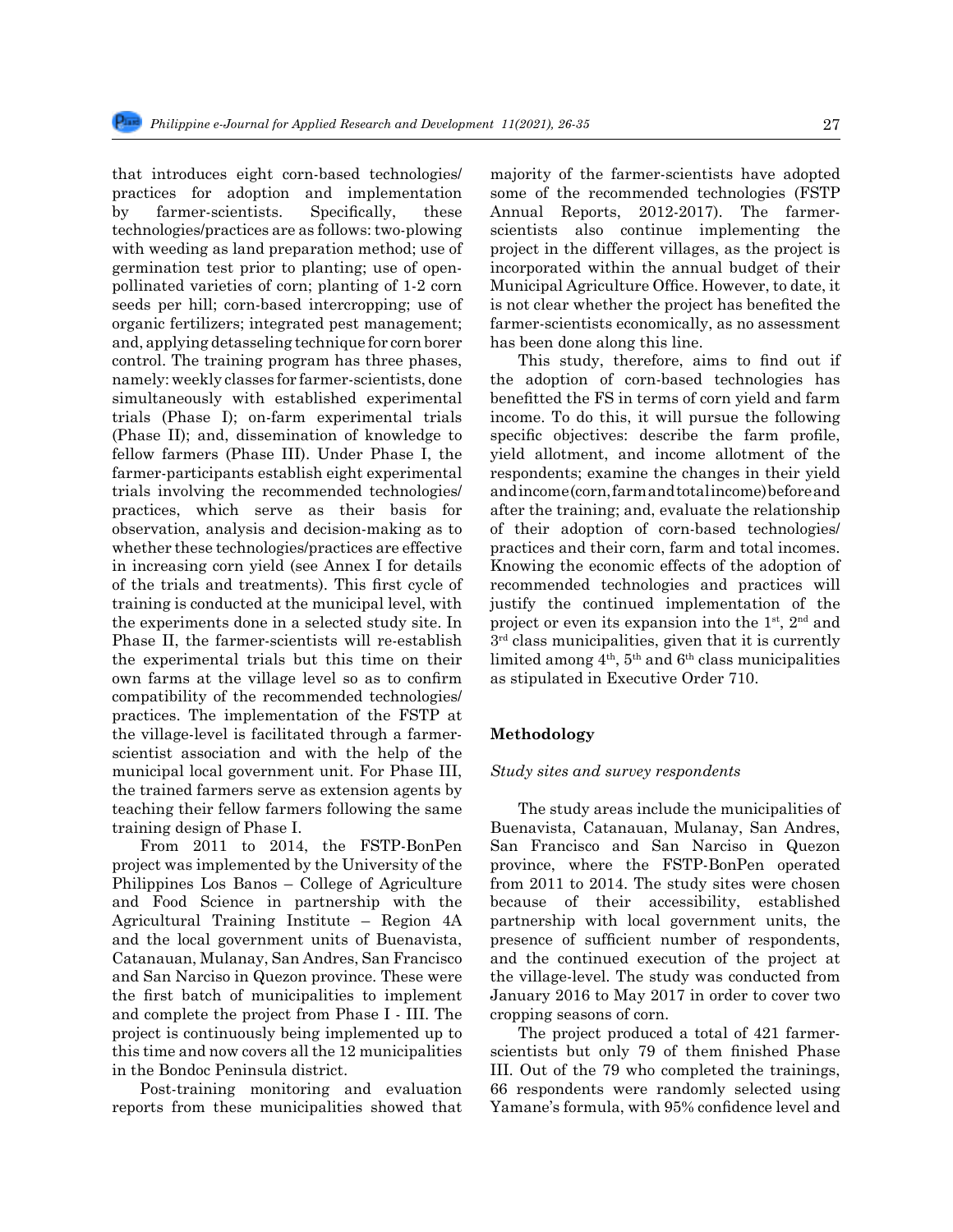that introduces eight corn-based technologies/ practices for adoption and implementation by farmer-scientists. Specifically, these technologies/practices are as follows: two-plowing with weeding as land preparation method; use of germination test prior to planting; use of open-pollinated varieties of corn; planting of 1-2 corn seeds per hill; corn-based intercropping; use of organic fertilizers; integrated pest management; and, applying detasseling technique for corn borer control. The training program has three phases, namely: weekly classes for farmer-scientists, done simultaneously with established experimental trials (Phase I); on-farm experimental trials (Phase II); and, dissemination of knowledge to fellow farmers (Phase III). Under Phase I, the farmer-participants establish eight experimental trials involving the recommended technologies/ practices, which serve as their basis for observation, analysis and decision-making as to whether these technologies/practices are effective in increasing corn yield (see Annex I for details of the trials and treatments). This first cycle of training is conducted at the municipal level, with the experiments done in a selected study site. In Phase II, the farmer-scientists will re-establish the experimental trials but this time on their own farms at the village level so as to confirm compatibility of the recommended technologies/ practices. The implementation of the FSTP at the village-level is facilitated through a farmer-scientist association and with the help of the municipal local government unit. For Phase III, the trained farmers serve as extension agents by teaching their fellow farmers following the same training design of Phase I.

From 2011 to 2014, the FSTP-BonPen project was implemented by the University of the Philippines Los Banos – College of Agriculture and Food Science in partnership with the Agricultural Training Institute – Region 4A and the local government units of Buenavista, Catanauan, Mulanay, San Andres, San Francisco and San Narciso in Quezon province. These were the first batch of municipalities to implement and complete the project from Phase I - III. The project is continuously being implemented up to this time and now covers all the 12 municipalities in the Bondoc Peninsula district.

Post-training monitoring and evaluation reports from these municipalities showed that majority of the farmer-scientists have adopted some of the recommended technologies (FSTP Annual Reports, 2012-2017). The farmer-scientists also continue implementing the project in the different villages, as the project is incorporated within the annual budget of their Municipal Agriculture Office. However, to date, it is not clear whether the project has benefited the farmer-scientists economically, as no assessment has been done along this line.

This study, therefore, aims to find out if the adoption of corn-based technologies has benefitted the FS in terms of corn yield and farm income. To do this, it will pursue the following specific objectives: describe the farm profile, yield allotment, and income allotment of the respondents; examine the changes in their yield and income (corn, farm and total income) before and after the training; and, evaluate the relationship of their adoption of corn-based technologies/ practices and their corn, farm and total incomes. Knowing the economic effects of the adoption of recommended technologies and practices will justify the continued implementation of the project or even its expansion into the 1st, 2nd and 3rd class municipalities, given that it is currently limited among 4th, 5th and 6th class municipalities as stipulated in Executive Order 710.

## Methodology

### *Study sites and survey respondents*

The study areas include the municipalities of Buenavista, Catanauan, Mulanay, San Andres, San Francisco and San Narciso in Quezon province, where the FSTP-BonPen operated from 2011 to 2014. The study sites were chosen because of their accessibility, established partnership with local government units, the presence of sufficient number of respondents, and the continued execution of the project at the village-level. The study was conducted from January 2016 to May 2017 in order to cover two cropping seasons of corn.

The project produced a total of 421 farmer-scientists but only 79 of them finished Phase III. Out of the 79 who completed the trainings, 66 respondents were randomly selected using Yamane's formula, with 95% confidence level and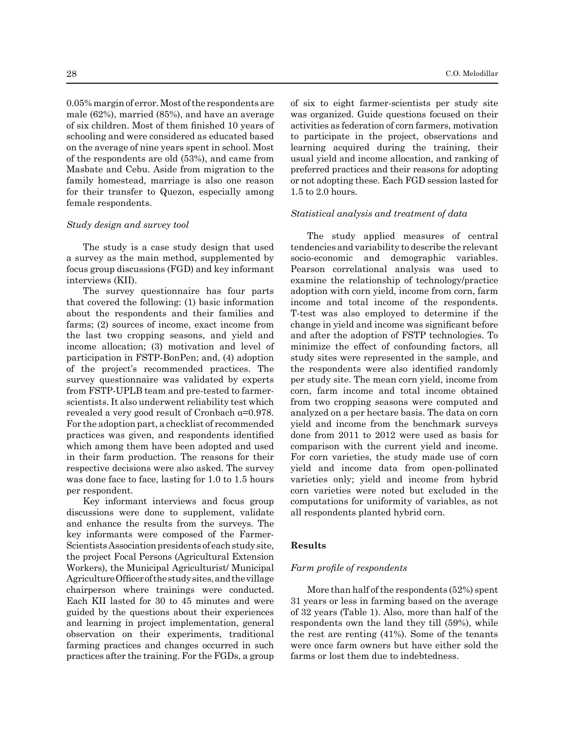0.05% margin of error. Most of the respondents are male (62%), married (85%), and have an average of six children. Most of them finished 10 years of schooling and were considered as educated based on the average of nine years spent in school. Most of the respondents are old (53%), and came from Masbate and Cebu. Aside from migration to the family homestead, marriage is also one reason for their transfer to Quezon, especially among female respondents.

*Study design and survey tool*

The study is a case study design that used a survey as the main method, supplemented by focus group discussions (FGD) and key informant interviews (KII).

The survey questionnaire has four parts that covered the following: (1) basic information about the respondents and their families and farms; (2) sources of income, exact income from the last two cropping seasons, and yield and income allocation; (3) motivation and level of participation in FSTP-BonPen; and, (4) adoption of the project's recommended practices. The survey questionnaire was validated by experts from FSTP-UPLB team and pre-tested to farmer-scientists. It also underwent reliability test which revealed a very good result of Cronbach α=0.978. For the adoption part, a checklist of recommended practices was given, and respondents identified which among them have been adopted and used in their farm production. The reasons for their respective decisions were also asked. The survey was done face to face, lasting for 1.0 to 1.5 hours per respondent.

Key informant interviews and focus group discussions were done to supplement, validate and enhance the results from the surveys. The key informants were composed of the Farmer-Scientists Association presidents of each study site, the project Focal Persons (Agricultural Extension Workers), the Municipal Agriculturist/ Municipal Agriculture Officer of the study sites, and the village chairperson where trainings were conducted. Each KII lasted for 30 to 45 minutes and were guided by the questions about their experiences and learning in project implementation, general observation on their experiments, traditional farming practices and changes occurred in such practices after the training. For the FGDs, a group of six to eight farmer-scientists per study site was organized. Guide questions focused on their activities as federation of corn farmers, motivation to participate in the project, observations and learning acquired during the training, their usual yield and income allocation, and ranking of preferred practices and their reasons for adopting or not adopting these. Each FGD session lasted for 1.5 to 2.0 hours.

*Statistical analysis and treatment of data*

The study applied measures of central tendencies and variability to describe the relevant socio-economic and demographic variables. Pearson correlational analysis was used to examine the relationship of technology/practice adoption with corn yield, income from corn, farm income and total income of the respondents. T-test was also employed to determine if the change in yield and income was significant before and after the adoption of FSTP technologies. To minimize the effect of confounding factors, all study sites were represented in the sample, and the respondents were also identified randomly per study site. The mean corn yield, income from corn, farm income and total income obtained from two cropping seasons were computed and analyzed on a per hectare basis. The data on corn yield and income from the benchmark surveys done from 2011 to 2012 were used as basis for comparison with the current yield and income. For corn varieties, the study made use of corn yield and income data from open-pollinated varieties only; yield and income from hybrid corn varieties were noted but excluded in the computations for uniformity of variables, as not all respondents planted hybrid corn.

## Results

*Farm profile of respondents*

More than half of the respondents (52%) spent 31 years or less in farming based on the average of 32 years (Table 1). Also, more than half of the respondents own the land they till (59%), while the rest are renting (41%). Some of the tenants were once farm owners but have either sold the farms or lost them due to indebtedness.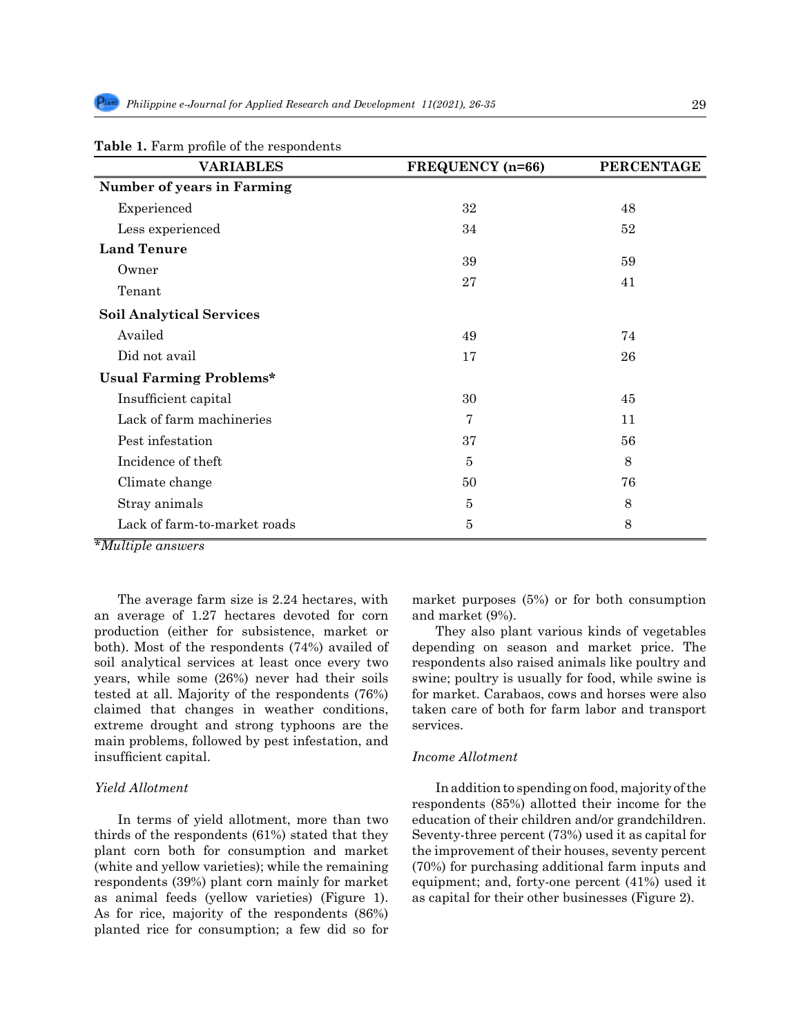**Table 1.** Farm profile of the respondents

| VARIABLES | FREQUENCY (n=66) | PERCENTAGE |
|---|---|---|
| **Number of years in Farming** | | |
| Experienced | 32 | 48 |
| Less experienced | 34 | 52 |
| **Land Tenure** | | |
| Owner | 39 | 59 |
| Tenant | 27 | 41 |
| **Soil Analytical Services** | | |
| Availed | 49 | 74 |
| Did not avail | 17 | 26 |
| **Usual Farming Problems*** | | |
| Insufficient capital | 30 | 45 |
| Lack of farm machineries | 7 | 11 |
| Pest infestation | 37 | 56 |
| Incidence of theft | 5 | 8 |
| Climate change | 50 | 76 |
| Stray animals | 5 | 8 |
| Lack of farm-to-market roads | 5 | 8 |

**Multiple answers*

The average farm size is 2.24 hectares, with an average of 1.27 hectares devoted for corn production (either for subsistence, market or both). Most of the respondents (74%) availed of soil analytical services at least once every two years, while some (26%) never had their soils tested at all. Majority of the respondents (76%) claimed that changes in weather conditions, extreme drought and strong typhoons are the main problems, followed by pest infestation, and insufficient capital.

*Yield Allotment*

In terms of yield allotment, more than two thirds of the respondents (61%) stated that they plant corn both for consumption and market (white and yellow varieties); while the remaining respondents (39%) plant corn mainly for market as animal feeds (yellow varieties) (Figure 1). As for rice, majority of the respondents (86%) planted rice for consumption; a few did so for market purposes (5%) or for both consumption and market (9%).

They also plant various kinds of vegetables depending on season and market price. The respondents also raised animals like poultry and swine; poultry is usually for food, while swine is for market. Carabaos, cows and horses were also taken care of both for farm labor and transport services.

*Income Allotment*

In addition to spending on food, majority of the respondents (85%) allotted their income for the education of their children and/or grandchildren. Seventy-three percent (73%) used it as capital for the improvement of their houses, seventy percent (70%) for purchasing additional farm inputs and equipment; and, forty-one percent (41%) used it as capital for their other businesses (Figure 2).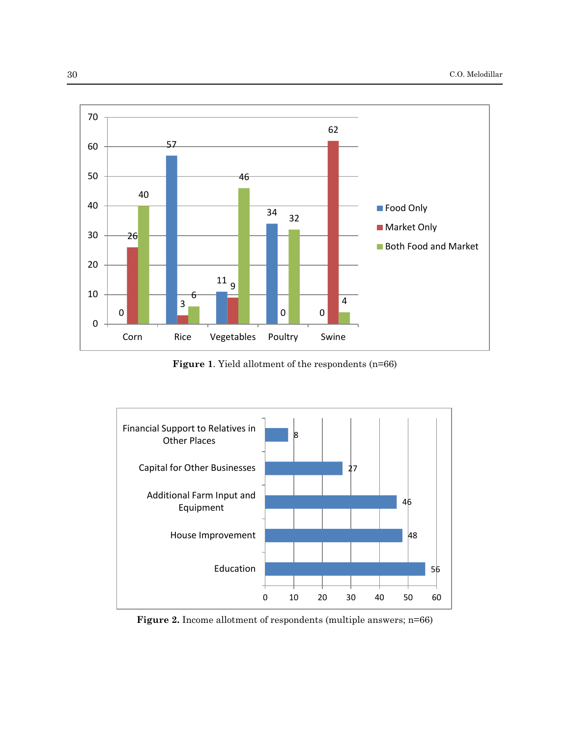| | Food Only | Market Only | Both Food and Market |
|---|---|---|---|
| Corn | 0 | 26 | 40 |
| Rice | 57 | 3 | 6 |
| Vegetables | 11 | 9 | 46 |
| Poultry | 34 | 0 | 32 |
| Swine | 0 | 62 | 4 |

**Figure 1**. Yield allotment of the respondents (n=66)

| Income allotment | Count |
|---|---|
| Financial Support to Relatives in Other Places | 8 |
| Capital for Other Businesses | 27 |
| Additional Farm Input and Equipment | 46 |
| House Improvement | 48 |
| Education | 56 |

**Figure 2.** Income allotment of respondents (multiple answers; n=66)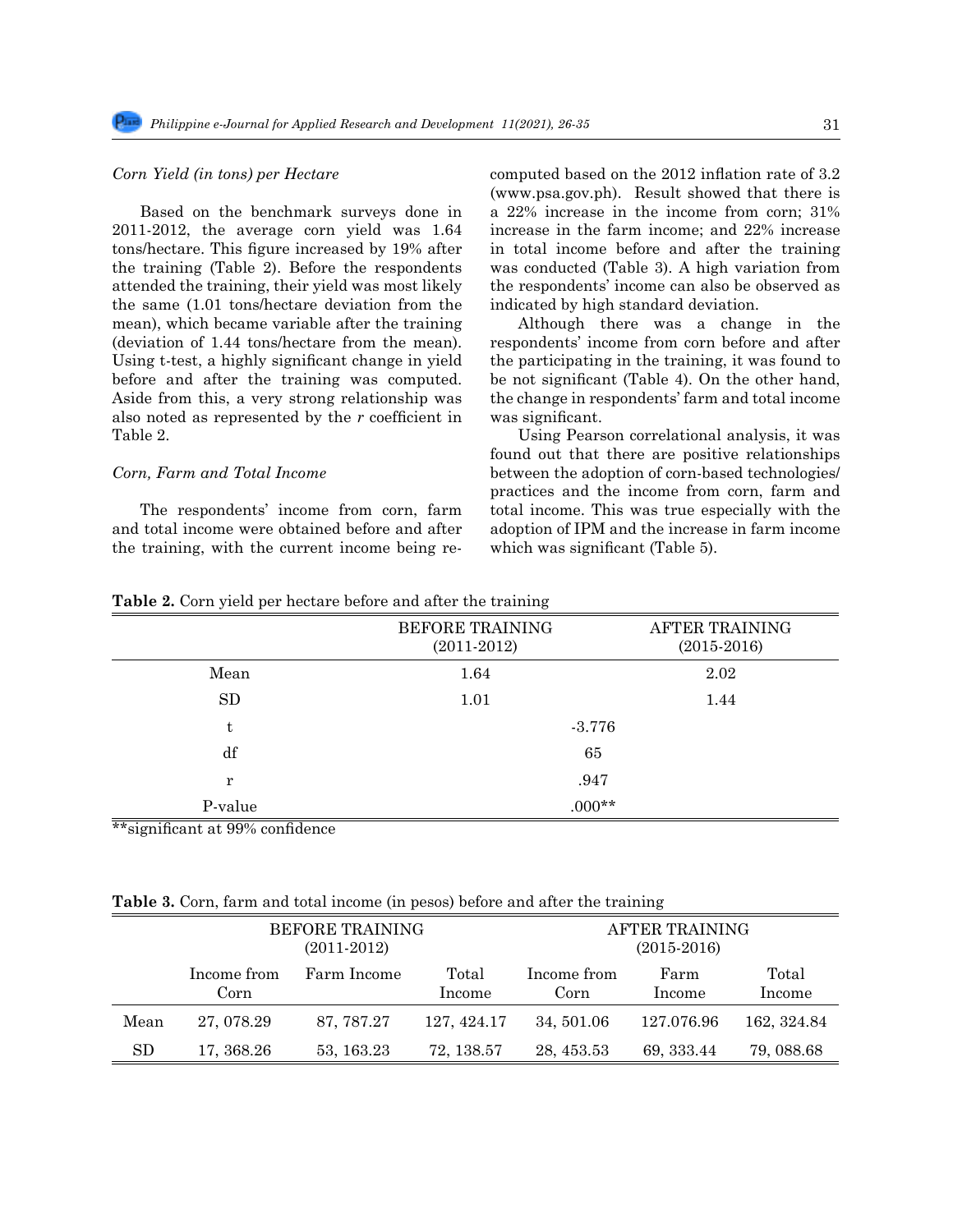*Corn Yield (in tons) per Hectare*

Based on the benchmark surveys done in 2011-2012, the average corn yield was 1.64 tons/hectare. This figure increased by 19% after the training (Table 2). Before the respondents attended the training, their yield was most likely the same (1.01 tons/hectare deviation from the mean), which became variable after the training (deviation of 1.44 tons/hectare from the mean). Using t-test, a highly significant change in yield before and after the training was computed. Aside from this, a very strong relationship was also noted as represented by the *r* coefficient in Table 2.

*Corn, Farm and Total Income*

The respondents' income from corn, farm and total income were obtained before and after the training, with the current income being re-computed based on the 2012 inflation rate of 3.2 (www.psa.gov.ph). Result showed that there is a 22% increase in the income from corn; 31% increase in the farm income; and 22% increase in total income before and after the training was conducted (Table 3). A high variation from the respondents' income can also be observed as indicated by high standard deviation.

Although there was a change in the respondents' income from corn before and after the participating in the training, it was found to be not significant (Table 4). On the other hand, the change in respondents' farm and total income was significant.

Using Pearson correlational analysis, it was found out that there are positive relationships between the adoption of corn-based technologies/ practices and the income from corn, farm and total income. This was true especially with the adoption of IPM and the increase in farm income which was significant (Table 5).

**Table 2.** Corn yield per hectare before and after the training

| | BEFORE TRAINING (2011-2012) | AFTER TRAINING (2015-2016) |
|---|---|---|
| Mean | 1.64 | 2.02 |
| SD | 1.01 | 1.44 |
| t | -3.776 | |
| df | 65 | |
| r | .947 | |
| P-value | .000** | |

**significant at 99% confidence

**Table 3.** Corn, farm and total income (in pesos) before and after the training

| | BEFORE TRAINING (2011-2012) | | | AFTER TRAINING (2015-2016) | | |
|---|---|---|---|---|---|---|
| | Income from Corn | Farm Income | Total Income | Income from Corn | Farm Income | Total Income |
| Mean | 27, 078.29 | 87, 787.27 | 127, 424.17 | 34, 501.06 | 127.076.96 | 162, 324.84 |
| SD | 17, 368.26 | 53, 163.23 | 72, 138.57 | 28, 453.53 | 69, 333.44 | 79, 088.68 |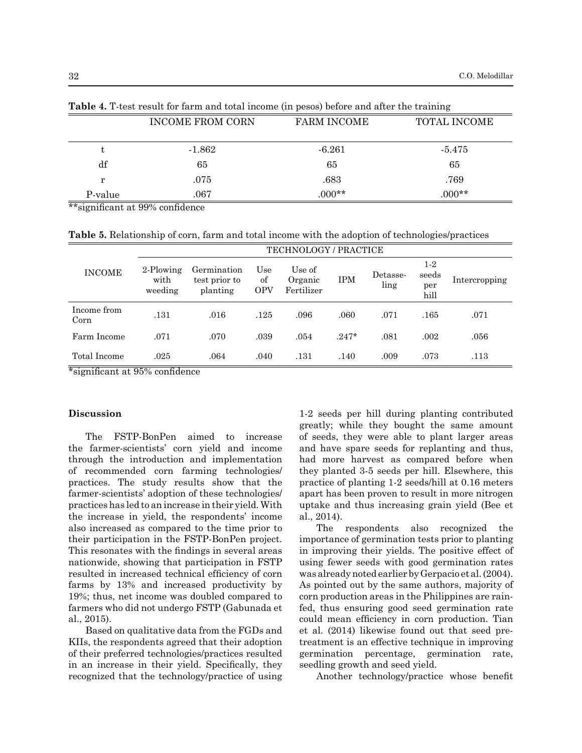**Table 4.** T-test result for farm and total income (in pesos) before and after the training

| | INCOME FROM CORN | FARM INCOME | TOTAL INCOME |
|---|---|---|---|
| t | -1.862 | -6.261 | -5.475 |
| df | 65 | 65 | 65 |
| r | .075 | .683 | .769 |
| P-value | .067 | .000** | .000** |

**significant at 99% confidence

**Table 5.** Relationship of corn, farm and total income with the adoption of technologies/practices

| INCOME | TECHNOLOGY / PRACTICE | | | | | | | |
|---|---|---|---|---|---|---|---|---|
| | 2-Plowing with weeding | Germination test prior to planting | Use of OPV | Use of Organic Fertilizer | IPM | Detasseling | 1-2 seeds per hill | Intercropping |
| Income from Corn | .131 | .016 | .125 | .096 | .060 | .071 | .165 | .071 |
| Farm Income | .071 | .070 | .039 | .054 | .247* | .081 | .002 | .056 |
| Total Income | .025 | .064 | .040 | .131 | .140 | .009 | .073 | .113 |

*significant at 95% confidence

## Discussion

The FSTP-BonPen aimed to increase the farmer-scientists' corn yield and income through the introduction and implementation of recommended corn farming technologies/practices. The study results show that the farmer-scientists' adoption of these technologies/practices has led to an increase in their yield. With the increase in yield, the respondents' income also increased as compared to the time prior to their participation in the FSTP-BonPen project. This resonates with the findings in several areas nationwide, showing that participation in FSTP resulted in increased technical efficiency of corn farms by 13% and increased productivity by 19%; thus, net income was doubled compared to farmers who did not undergo FSTP (Gabunada et al., 2015).

Based on qualitative data from the FGDs and KIIs, the respondents agreed that their adoption of their preferred technologies/practices resulted in an increase in their yield. Specifically, they recognized that the technology/practice of using 1-2 seeds per hill during planting contributed greatly; while they bought the same amount of seeds, they were able to plant larger areas and have spare seeds for replanting and thus, had more harvest as compared before when they planted 3-5 seeds per hill. Elsewhere, this practice of planting 1-2 seeds/hill at 0.16 meters apart has been proven to result in more nitrogen uptake and thus increasing grain yield (Bee et al., 2014).

The respondents also recognized the importance of germination tests prior to planting in improving their yields. The positive effect of using fewer seeds with good germination rates was already noted earlier by Gerpacio et al. (2004). As pointed out by the same authors, majority of corn production areas in the Philippines are rain-fed, thus ensuring good seed germination rate could mean efficiency in corn production. Tian et al. (2014) likewise found out that seed pre-treatment is an effective technique in improving germination percentage, germination rate, seedling growth and seed yield.

Another technology/practice whose benefit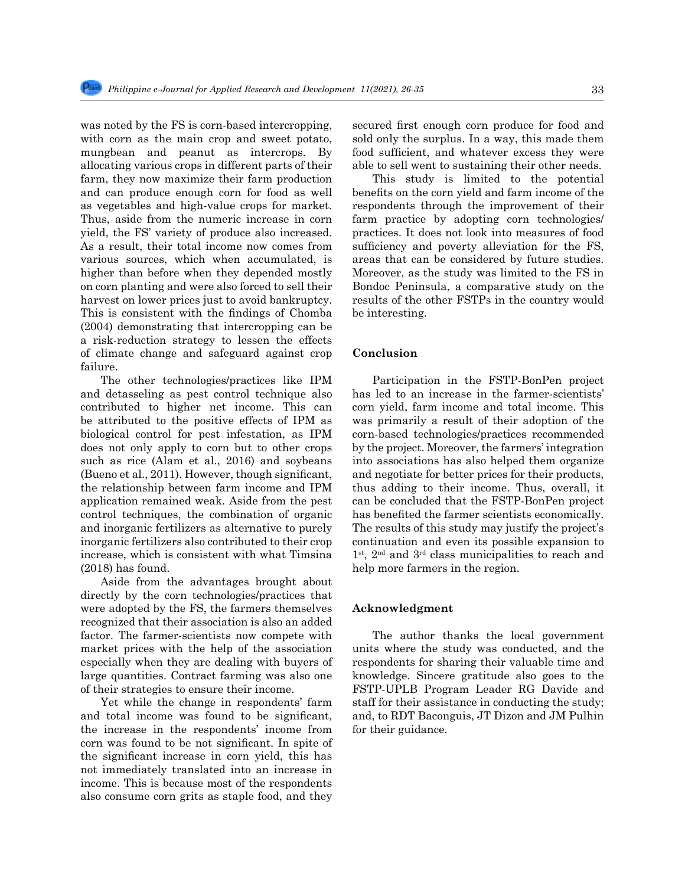was noted by the FS is corn-based intercropping, with corn as the main crop and sweet potato, mungbean and peanut as intercrops. By allocating various crops in different parts of their farm, they now maximize their farm production and can produce enough corn for food as well as vegetables and high-value crops for market. Thus, aside from the numeric increase in corn yield, the FS' variety of produce also increased. As a result, their total income now comes from various sources, which when accumulated, is higher than before when they depended mostly on corn planting and were also forced to sell their harvest on lower prices just to avoid bankruptcy. This is consistent with the findings of Chomba (2004) demonstrating that intercropping can be a risk-reduction strategy to lessen the effects of climate change and safeguard against crop failure.

The other technologies/practices like IPM and detasseling as pest control technique also contributed to higher net income. This can be attributed to the positive effects of IPM as biological control for pest infestation, as IPM does not only apply to corn but to other crops such as rice (Alam et al., 2016) and soybeans (Bueno et al., 2011). However, though significant, the relationship between farm income and IPM application remained weak. Aside from the pest control techniques, the combination of organic and inorganic fertilizers as alternative to purely inorganic fertilizers also contributed to their crop increase, which is consistent with what Timsina (2018) has found.

Aside from the advantages brought about directly by the corn technologies/practices that were adopted by the FS, the farmers themselves recognized that their association is also an added factor. The farmer-scientists now compete with market prices with the help of the association especially when they are dealing with buyers of large quantities. Contract farming was also one of their strategies to ensure their income.

Yet while the change in respondents' farm and total income was found to be significant, the increase in the respondents' income from corn was found to be not significant. In spite of the significant increase in corn yield, this has not immediately translated into an increase in income. This is because most of the respondents also consume corn grits as staple food, and they secured first enough corn produce for food and sold only the surplus. In a way, this made them food sufficient, and whatever excess they were able to sell went to sustaining their other needs.

This study is limited to the potential benefits on the corn yield and farm income of the respondents through the improvement of their farm practice by adopting corn technologies/practices. It does not look into measures of food sufficiency and poverty alleviation for the FS, areas that can be considered by future studies. Moreover, as the study was limited to the FS in Bondoc Peninsula, a comparative study on the results of the other FSTPs in the country would be interesting.

## Conclusion

Participation in the FSTP-BonPen project has led to an increase in the farmer-scientists' corn yield, farm income and total income. This was primarily a result of their adoption of the corn-based technologies/practices recommended by the project. Moreover, the farmers' integration into associations has also helped them organize and negotiate for better prices for their products, thus adding to their income. Thus, overall, it can be concluded that the FSTP-BonPen project has benefited the farmer scientists economically. The results of this study may justify the project's continuation and even its possible expansion to 1st, 2nd and 3rd class municipalities to reach and help more farmers in the region.

## Acknowledgment

The author thanks the local government units where the study was conducted, and the respondents for sharing their valuable time and knowledge. Sincere gratitude also goes to the FSTP-UPLB Program Leader RG Davide and staff for their assistance in conducting the study; and, to RDT Baconguis, JT Dizon and JM Pulhin for their guidance.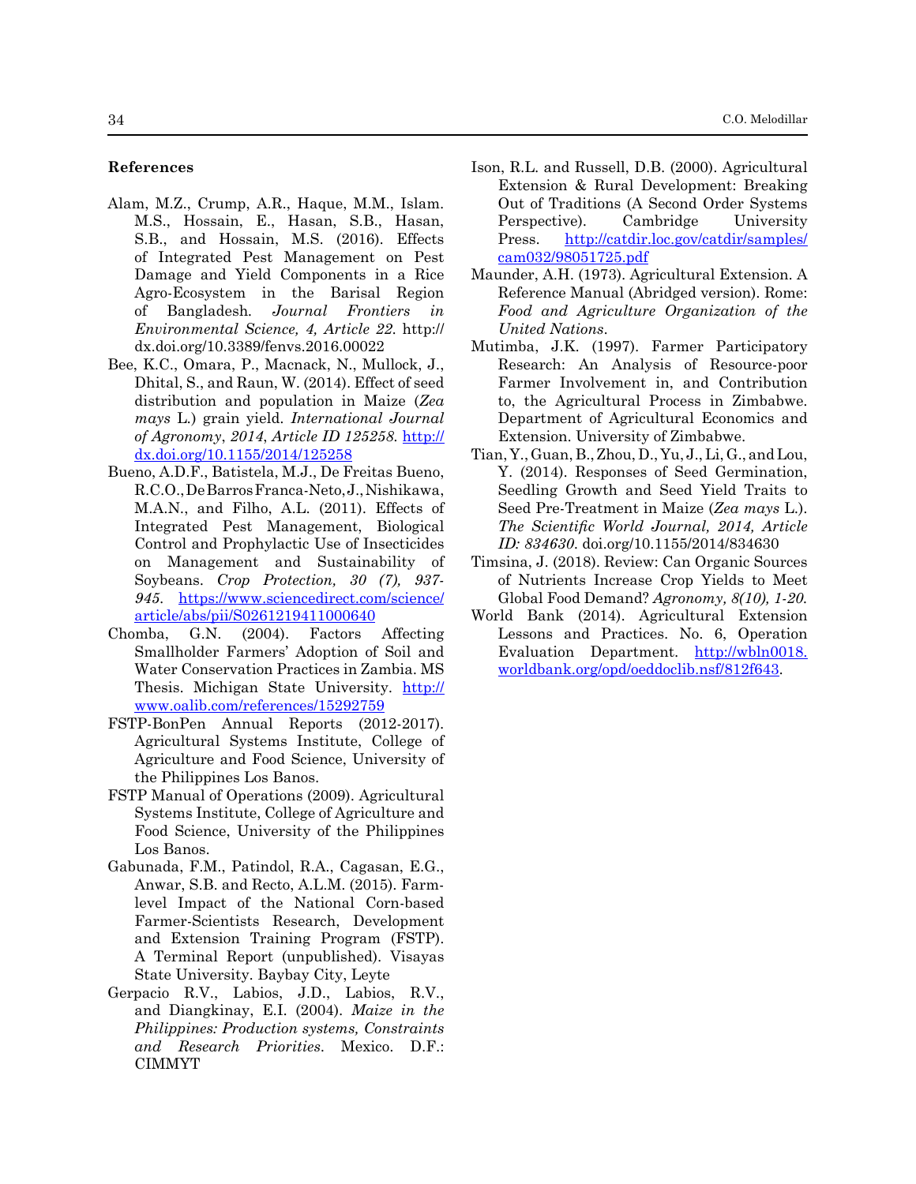## References

Alam, M.Z., Crump, A.R., Haque, M.M., Islam. M.S., Hossain, E., Hasan, S.B., Hasan, S.B., and Hossain, M.S. (2016). Effects of Integrated Pest Management on Pest Damage and Yield Components in a Rice Agro-Ecosystem in the Barisal Region of Bangladesh. *Journal Frontiers in Environmental Science, 4, Article 22*. http://dx.doi.org/10.3389/fenvs.2016.00022

Bee, K.C., Omara, P., Macnack, N., Mullock, J., Dhital, S., and Raun, W. (2014). Effect of seed distribution and population in Maize (*Zea mays* L.) grain yield. *International Journal of Agronomy*, *2014, Article ID 125258.* http://dx.doi.org/10.1155/2014/125258

Bueno, A.D.F., Batistela, M.J., De Freitas Bueno, R.C.O., De Barros Franca-Neto, J., Nishikawa, M.A.N., and Filho, A.L. (2011). Effects of Integrated Pest Management, Biological Control and Prophylactic Use of Insecticides on Management and Sustainability of Soybeans. *Crop Protection, 30 (7), 937-945*. https://www.sciencedirect.com/science/article/abs/pii/S0261219411000640

Chomba, G.N. (2004). Factors Affecting Smallholder Farmers' Adoption of Soil and Water Conservation Practices in Zambia. MS Thesis. Michigan State University. http://www.oalib.com/references/15292759

FSTP-BonPen Annual Reports (2012-2017). Agricultural Systems Institute, College of Agriculture and Food Science, University of the Philippines Los Banos.

FSTP Manual of Operations (2009). Agricultural Systems Institute, College of Agriculture and Food Science, University of the Philippines Los Banos.

Gabunada, F.M., Patindol, R.A., Cagasan, E.G., Anwar, S.B. and Recto, A.L.M. (2015). Farm-level Impact of the National Corn-based Farmer-Scientists Research, Development and Extension Training Program (FSTP). A Terminal Report (unpublished). Visayas State University. Baybay City, Leyte

Gerpacio R.V., Labios, J.D., Labios, R.V., and Diangkinay, E.I. (2004). *Maize in the Philippines: Production systems, Constraints and Research Priorities*. Mexico. D.F.: CIMMYT

Ison, R.L. and Russell, D.B. (2000). Agricultural Extension & Rural Development: Breaking Out of Traditions (A Second Order Systems Perspective). Cambridge University Press. http://catdir.loc.gov/catdir/samples/cam032/98051725.pdf

Maunder, A.H. (1973). Agricultural Extension. A Reference Manual (Abridged version). Rome: *Food and Agriculture Organization of the United Nations*.

Mutimba, J.K. (1997). Farmer Participatory Research: An Analysis of Resource-poor Farmer Involvement in, and Contribution to, the Agricultural Process in Zimbabwe. Department of Agricultural Economics and Extension. University of Zimbabwe.

Tian, Y., Guan, B., Zhou, D., Yu, J., Li, G., and Lou, Y. (2014). Responses of Seed Germination, Seedling Growth and Seed Yield Traits to Seed Pre-Treatment in Maize (*Zea mays* L.). *The Scientific World Journal, 2014, Article ID: 834630.* doi.org/10.1155/2014/834630

Timsina, J. (2018). Review: Can Organic Sources of Nutrients Increase Crop Yields to Meet Global Food Demand? *Agronomy, 8(10), 1-20.*

World Bank (2014). Agricultural Extension Lessons and Practices. No. 6, Operation Evaluation Department. http://wbln0018.worldbank.org/opd/oeddoclib.nsf/812f643.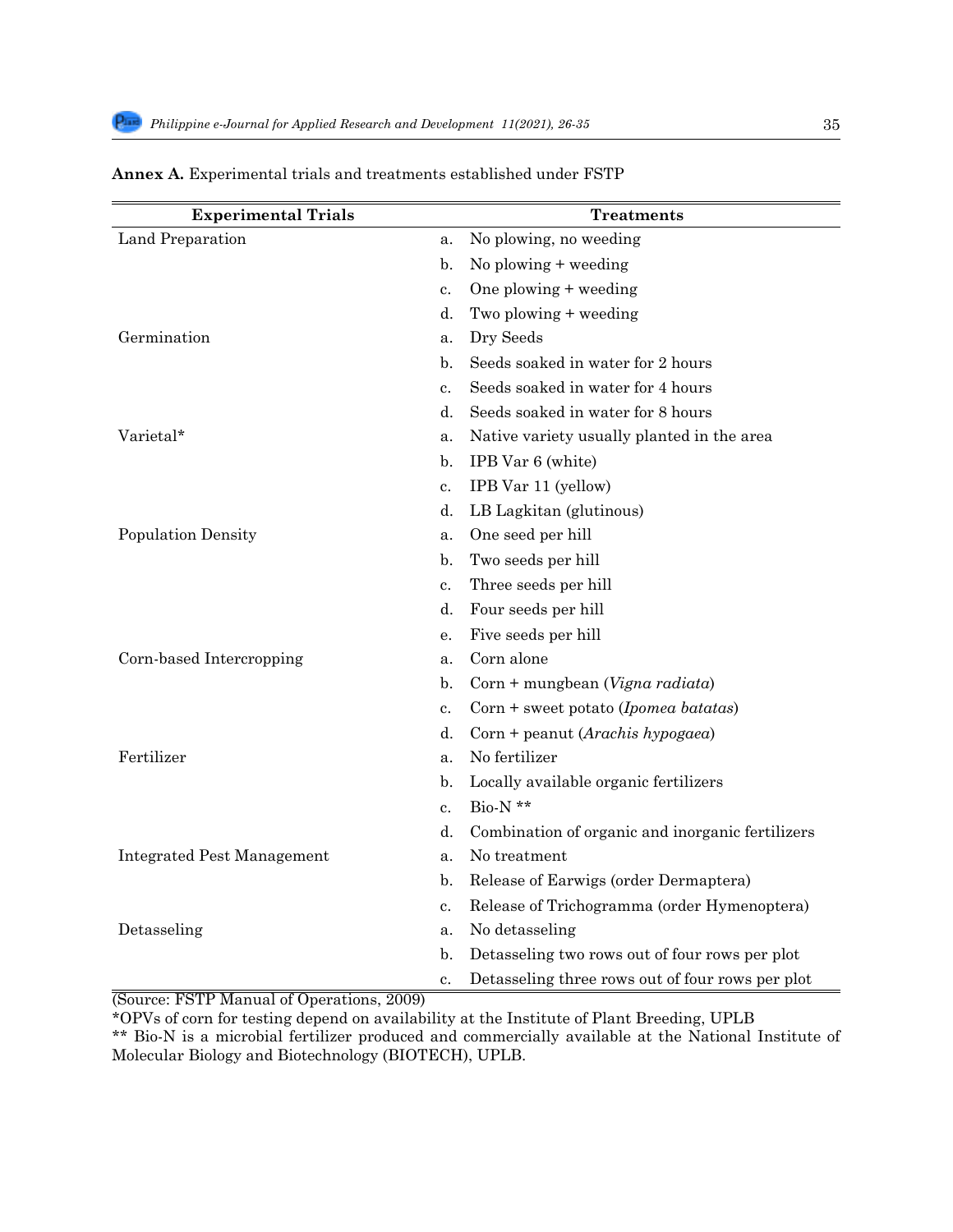**Annex A.** Experimental trials and treatments established under FSTP

| Experimental Trials | Treatments |
|---|---|
| Land Preparation | a. No plowing, no weeding |
| | b. No plowing + weeding |
| | c. One plowing + weeding |
| | d. Two plowing + weeding |
| Germination | a. Dry Seeds |
| | b. Seeds soaked in water for 2 hours |
| | c. Seeds soaked in water for 4 hours |
| | d. Seeds soaked in water for 8 hours |
| Varietal* | a. Native variety usually planted in the area |
| | b. IPB Var 6 (white) |
| | c. IPB Var 11 (yellow) |
| | d. LB Lagkitan (glutinous) |
| Population Density | a. One seed per hill |
| | b. Two seeds per hill |
| | c. Three seeds per hill |
| | d. Four seeds per hill |
| | e. Five seeds per hill |
| Corn-based Intercropping | a. Corn alone |
| | b. Corn + mungbean (*Vigna radiata*) |
| | c. Corn + sweet potato (*Ipomea batatas*) |
| | d. Corn + peanut (*Arachis hypogaea*) |
| Fertilizer | a. No fertilizer |
| | b. Locally available organic fertilizers |
| | c. Bio-N ** |
| | d. Combination of organic and inorganic fertilizers |
| Integrated Pest Management | a. No treatment |
| | b. Release of Earwigs (order Dermaptera) |
| | c. Release of Trichogramma (order Hymenoptera) |
| Detasseling | a. No detasseling |
| | b. Detasseling two rows out of four rows per plot |
| | c. Detasseling three rows out of four rows per plot |

(Source: FSTP Manual of Operations, 2009)

*OPVs of corn for testing depend on availability at the Institute of Plant Breeding, UPLB

** Bio-N is a microbial fertilizer produced and commercially available at the National Institute of Molecular Biology and Biotechnology (BIOTECH), UPLB.